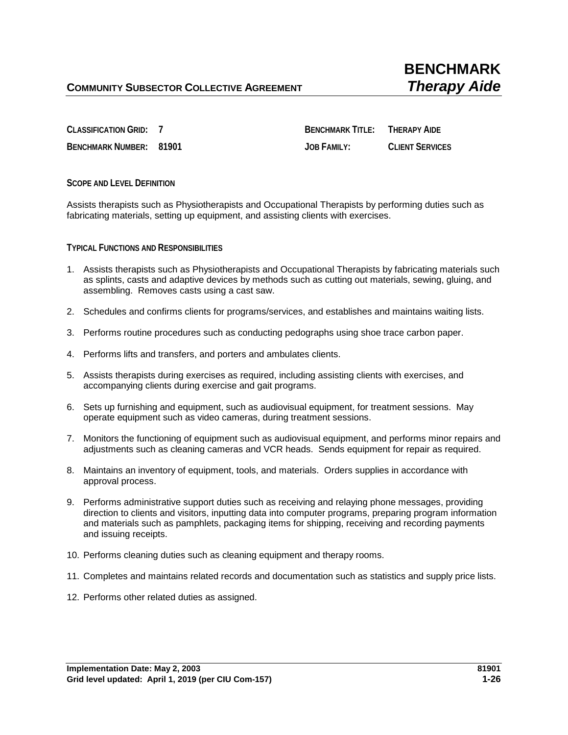# BENCHMARK *Therapy Aide*

**COMMUNITY SUBSECTOR COLLECTIVE AGREEMENT**

| | | | |
|---|---|---|---|
| **CLASSIFICATION GRID:** | **7** | **BENCHMARK TITLE:** | **THERAPY AIDE** |
| **BENCHMARK NUMBER:** | **81901** | **JOB FAMILY:** | **CLIENT SERVICES** |

## SCOPE AND LEVEL DEFINITION

Assists therapists such as Physiotherapists and Occupational Therapists by performing duties such as fabricating materials, setting up equipment, and assisting clients with exercises.

## TYPICAL FUNCTIONS AND RESPONSIBILITIES

1. Assists therapists such as Physiotherapists and Occupational Therapists by fabricating materials such as splints, casts and adaptive devices by methods such as cutting out materials, sewing, gluing, and assembling. Removes casts using a cast saw.
2. Schedules and confirms clients for programs/services, and establishes and maintains waiting lists.
3. Performs routine procedures such as conducting pedographs using shoe trace carbon paper.
4. Performs lifts and transfers, and porters and ambulates clients.
5. Assists therapists during exercises as required, including assisting clients with exercises, and accompanying clients during exercise and gait programs.
6. Sets up furnishing and equipment, such as audiovisual equipment, for treatment sessions. May operate equipment such as video cameras, during treatment sessions.
7. Monitors the functioning of equipment such as audiovisual equipment, and performs minor repairs and adjustments such as cleaning cameras and VCR heads. Sends equipment for repair as required.
8. Maintains an inventory of equipment, tools, and materials. Orders supplies in accordance with approval process.
9. Performs administrative support duties such as receiving and relaying phone messages, providing direction to clients and visitors, inputting data into computer programs, preparing program information and materials such as pamphlets, packaging items for shipping, receiving and recording payments and issuing receipts.
10. Performs cleaning duties such as cleaning equipment and therapy rooms.
11. Completes and maintains related records and documentation such as statistics and supply price lists.
12. Performs other related duties as assigned.

**Implementation Date: May 2, 2003**
**Grid level updated: April 1, 2019 (per CIU Com-157)**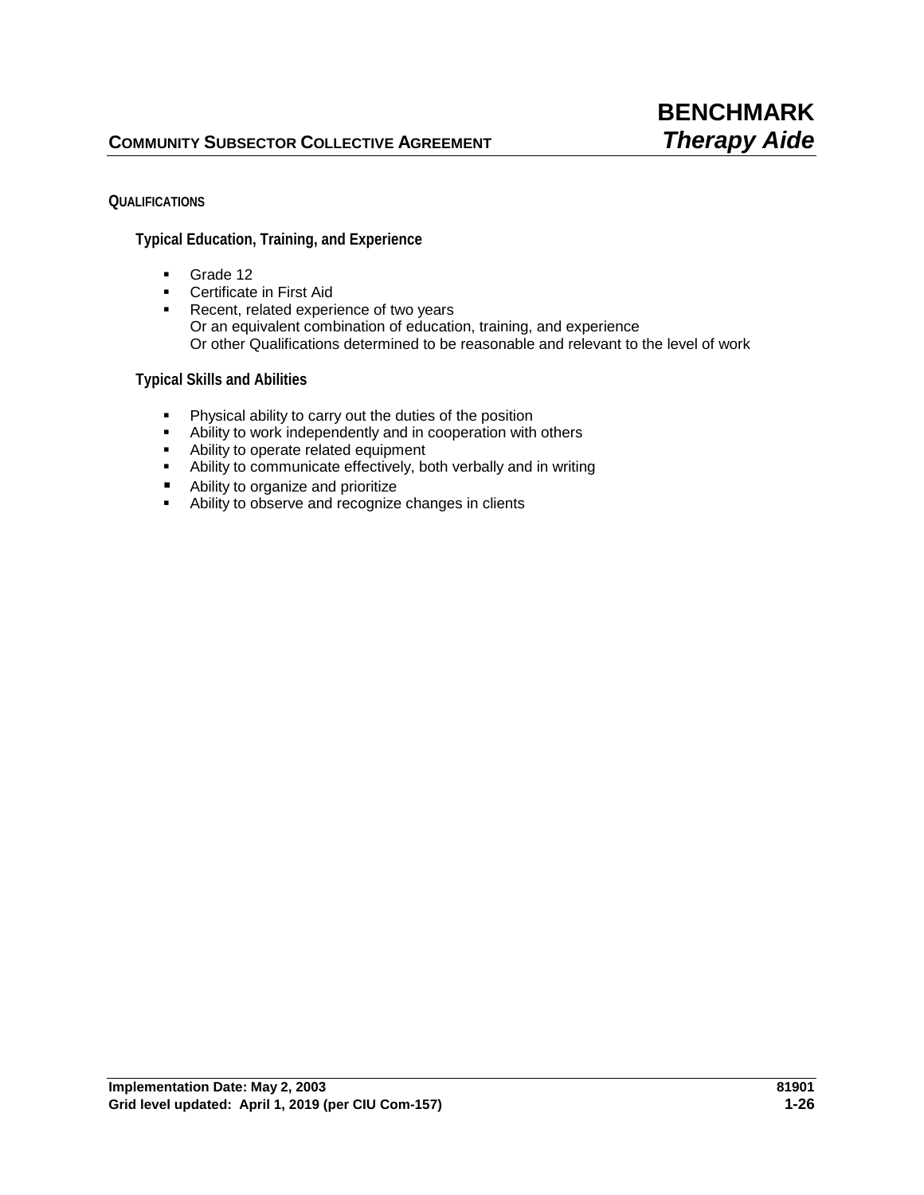## QUALIFICATIONS

### Typical Education, Training, and Experience

- Grade 12
- Certificate in First Aid
- Recent, related experience of two years
  Or an equivalent combination of education, training, and experience
  Or other Qualifications determined to be reasonable and relevant to the level of work

### Typical Skills and Abilities

- Physical ability to carry out the duties of the position
- Ability to work independently and in cooperation with others
- Ability to operate related equipment
- Ability to communicate effectively, both verbally and in writing
- Ability to organize and prioritize
- Ability to observe and recognize changes in clients